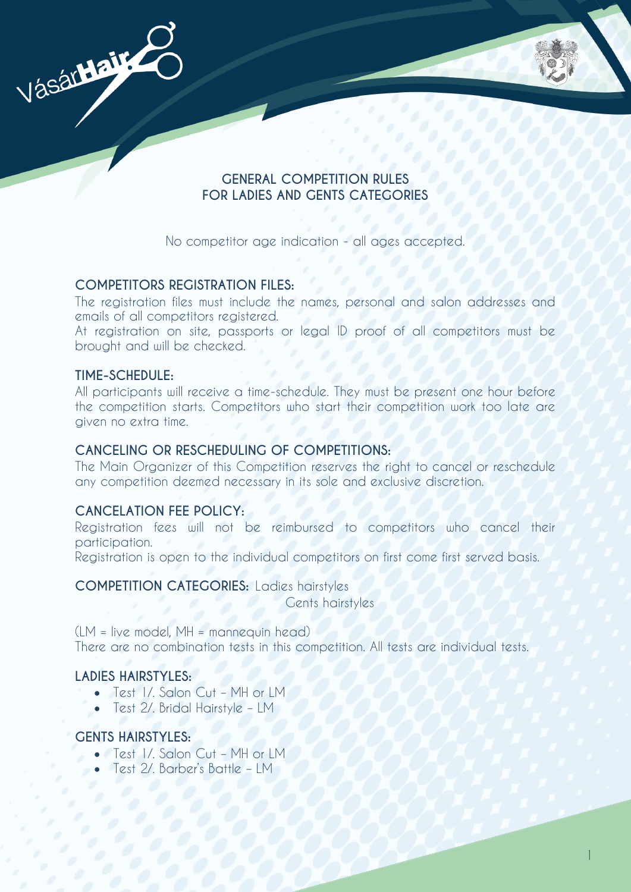# GENERAL COMPETITION RULES FOR LADIES AND GENTS CATEGORIES

No competitor age indication - all ages accepted.

## COMPETITORS REGISTRATION FILES:

The registration files must include the names, personal and salon addresses and emails of all competitors registered.

At registration on site, passports or legal ID proof of all competitors must be brought and will be checked.

## TIME-SCHEDULE:

All participants will receive a time-schedule. They must be present one hour before the competition starts. Competitors who start their competition work too late are given no extra time.

## CANCELING OR RESCHEDULING OF COMPETITIONS:

The Main Organizer of this Competition reserves the right to cancel or reschedule any competition deemed necessary in its sole and exclusive discretion.

## CANCELATION FEE POLICY:

Registration fees will not be reimbursed to competitors who cancel their participation.

Registration is open to the individual competitors on first come first served basis.

## COMPETITION CATEGORIES:

Ladies hairstyles
Gents hairstyles

(LM = live model, MH = mannequin head)

There are no combination tests in this competition. All tests are individual tests.

## LADIES HAIRSTYLES:

- Test 1/. Salon Cut – MH or LM
- Test 2/. Bridal Hairstyle – LM

## GENTS HAIRSTYLES:

- Test 1/. Salon Cut – MH or LM
- Test 2/. Barber's Battle – LM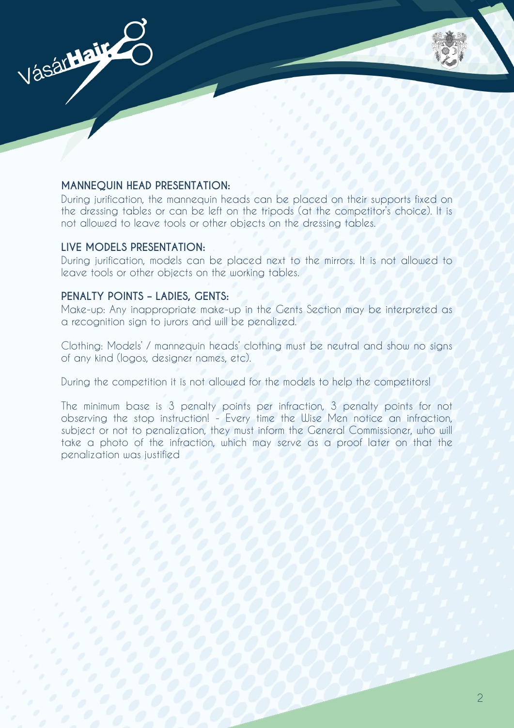## MANNEQUIN HEAD PRESENTATION:

During jurification, the mannequin heads can be placed on their supports fixed on the dressing tables or can be left on the tripods (at the competitor's choice). It is not allowed to leave tools or other objects on the dressing tables.

## LIVE MODELS PRESENTATION:

During jurification, models can be placed next to the mirrors. It is not allowed to leave tools or other objects on the working tables.

## PENALTY POINTS – LADIES, GENTS:

Make-up: Any inappropriate make-up in the Gents Section may be interpreted as a recognition sign to jurors and will be penalized.

Clothing: Models' / mannequin heads' clothing must be neutral and show no signs of any kind (logos, designer names, etc).

During the competition it is not allowed for the models to help the competitors!

The minimum base is 3 penalty points per infraction, 3 penalty points for not observing the stop instruction! - Every time the Wise Men notice an infraction, subject or not to penalization, they must inform the General Commissioner, who will take a photo of the infraction, which may serve as a proof later on that the penalization was justified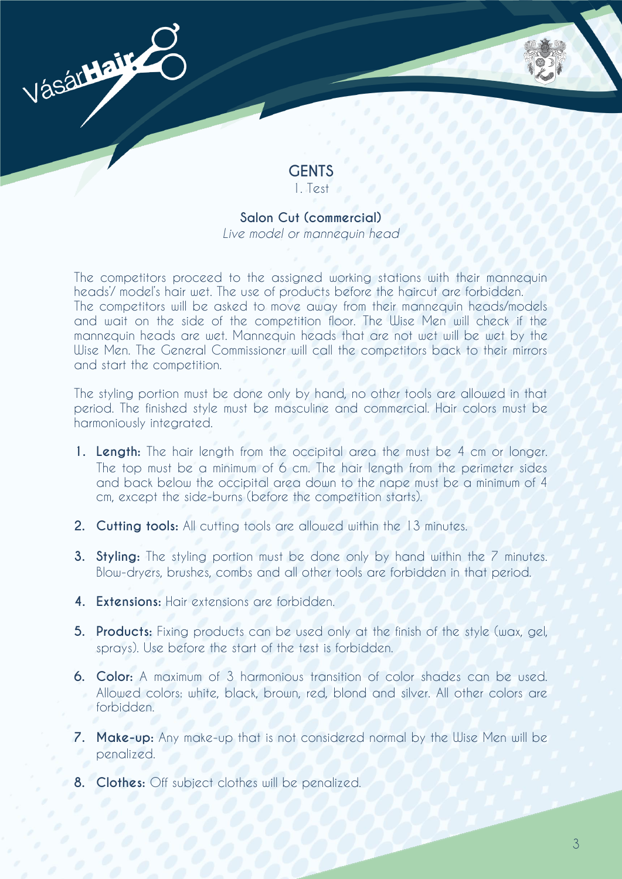## GENTS

1. Test

### Salon Cut (commercial)

*Live model or mannequin head*

The competitors proceed to the assigned working stations with their mannequin heads'/ model's hair wet. The use of products before the haircut are forbidden. The competitors will be asked to move away from their mannequin heads/models and wait on the side of the competition floor. The Wise Men will check if the mannequin heads are wet. Mannequin heads that are not wet will be wet by the Wise Men. The General Commissioner will call the competitors back to their mirrors and start the competition.

The styling portion must be done only by hand, no other tools are allowed in that period. The finished style must be masculine and commercial. Hair colors must be harmoniously integrated.

1. **Length:** The hair length from the occipital area the must be 4 cm or longer. The top must be a minimum of 6 cm. The hair length from the perimeter sides and back below the occipital area down to the nape must be a minimum of 4 cm, except the side-burns (before the competition starts).
2. **Cutting tools:** All cutting tools are allowed within the 13 minutes.
3. **Styling:** The styling portion must be done only by hand within the 7 minutes. Blow-dryers, brushes, combs and all other tools are forbidden in that period.
4. **Extensions:** Hair extensions are forbidden.
5. **Products:** Fixing products can be used only at the finish of the style (wax, gel, sprays). Use before the start of the test is forbidden.
6. **Color:** A maximum of 3 harmonious transition of color shades can be used. Allowed colors: white, black, brown, red, blond and silver. All other colors are forbidden.
7. **Make-up:** Any make-up that is not considered normal by the Wise Men will be penalized.
8. **Clothes:** Off subject clothes will be penalized.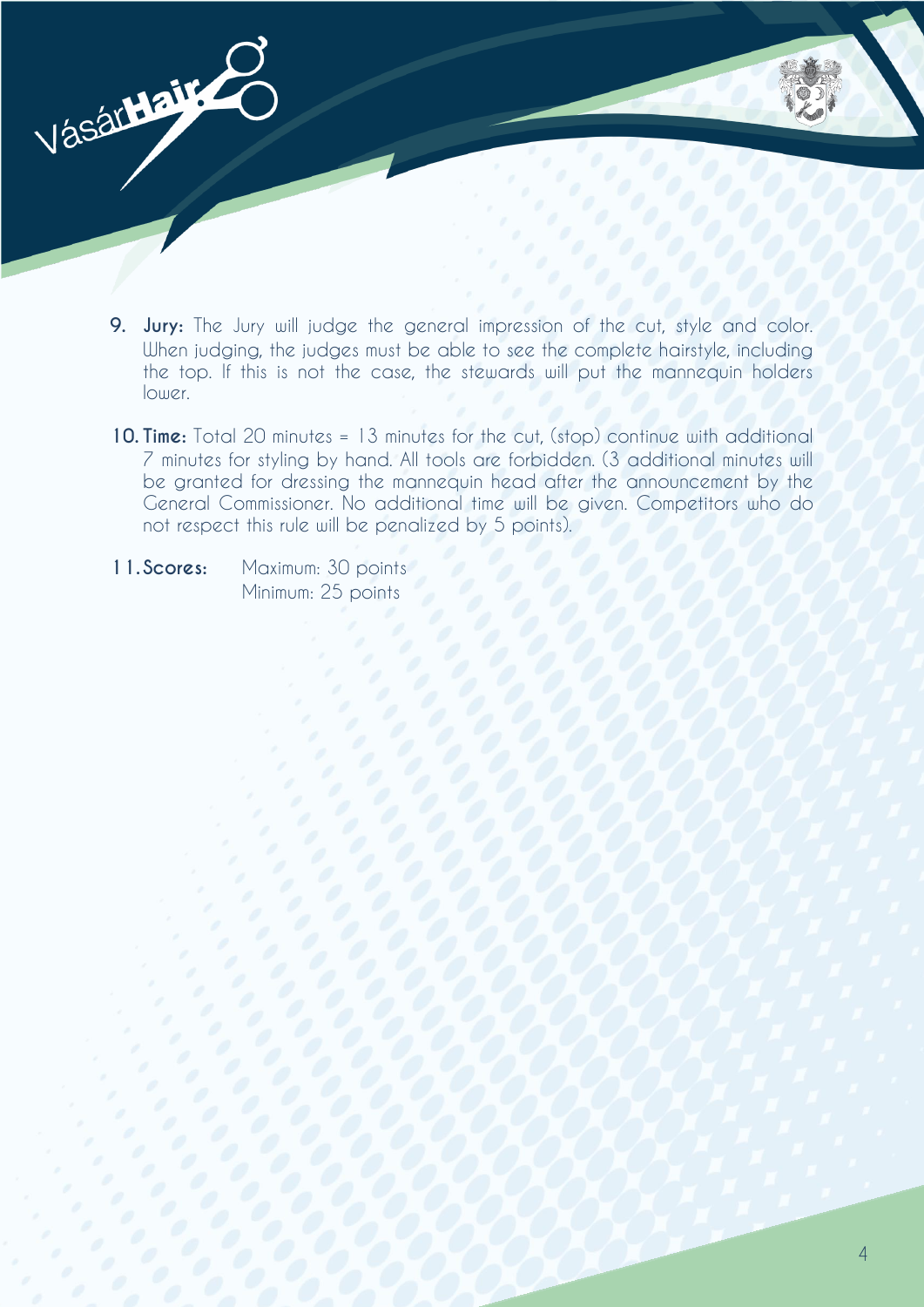9. **Jury:** The Jury will judge the general impression of the cut, style and color. When judging, the judges must be able to see the complete hairstyle, including the top. If this is not the case, the stewards will put the mannequin holders lower.

10. **Time:** Total 20 minutes = 13 minutes for the cut, (stop) continue with additional 7 minutes for styling by hand. All tools are forbidden. (3 additional minutes will be granted for dressing the mannequin head after the announcement by the General Commissioner. No additional time will be given. Competitors who do not respect this rule will be penalized by 5 points).

11. **Scores:** Maximum: 30 points
    Minimum: 25 points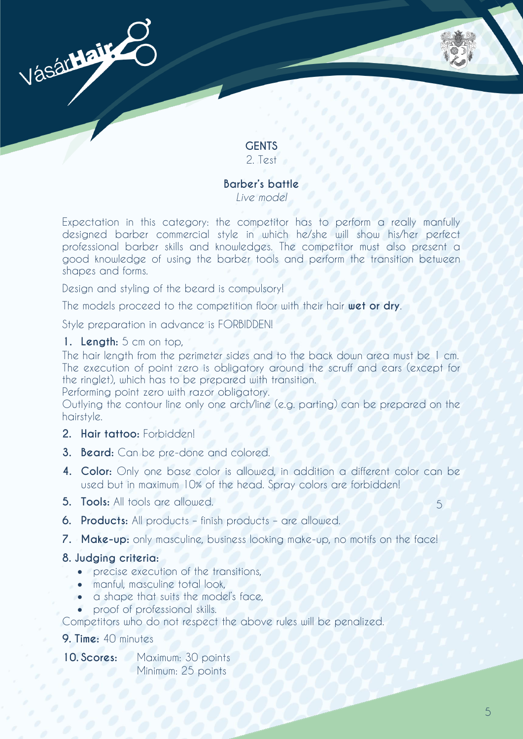## GENTS

2. Test

### Barber's battle

*Live model*

Expectation in this category: the competitor has to perform a really manfully designed barber commercial style in which he/she will show his/her perfect professional barber skills and knowledges. The competitor must also present a good knowledge of using the barber tools and perform the transition between shapes and forms.

Design and styling of the beard is compulsory!

The models proceed to the competition floor with their hair **wet or dry**.

Style preparation in advance is FORBIDDEN!

1. **Length:** 5 cm on top,

The hair length from the perimeter sides and to the back down area must be 1 cm. The execution of point zero is obligatory around the scruff and ears (except for the ringlet), which has to be prepared with transition.
Performing point zero with razor obligatory.
Outlying the contour line only one arch/line (e.g. parting) can be prepared on the hairstyle.

2. **Hair tattoo:** Forbidden!
3. **Beard:** Can be pre-done and colored.
4. **Color:** Only one base color is allowed, in addition a different color can be used but in maximum 10% of the head. Spray colors are forbidden!
5. **Tools:** All tools are allowed.
6. **Products:** All products – finish products – are allowed.
7. **Make-up:** only masculine, business looking make-up, no motifs on the face!

**8. Judging criteria:**

- precise execution of the transitions,
- manful, masculine total look,
- a shape that suits the model's face,
- proof of professional skills.

Competitors who do not respect the above rules will be penalized.

**9. Time:** 40 minutes

**10. Scores:** Maximum: 30 points
Minimum: 25 points